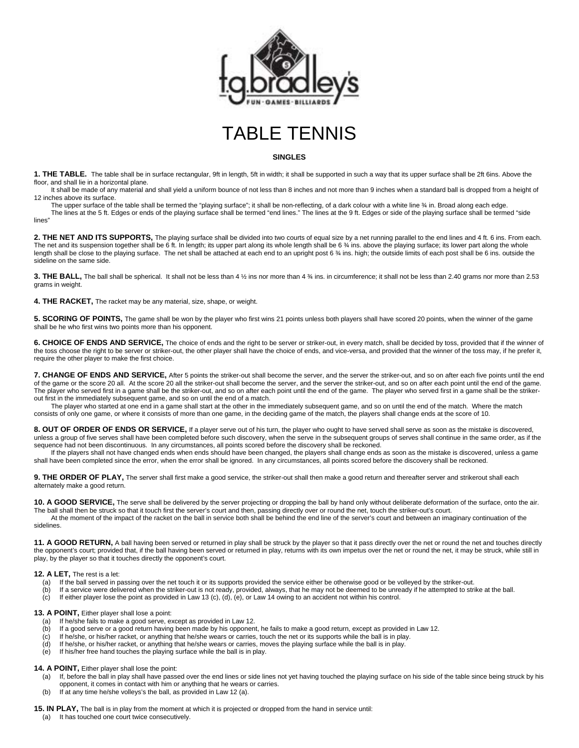# TABLE TENNIS

## SINGLES

**1. THE TABLE.** The table shall be in surface rectangular, 9ft in length, 5ft in width; it shall be supported in such a way that its upper surface shall be 2ft 6ins. Above the floor, and shall lie in a horizontal plane.

It shall be made of any material and shall yield a uniform bounce of not less than 8 inches and not more than 9 inches when a standard ball is dropped from a height of 12 inches above its surface.

The upper surface of the table shall be termed the "playing surface"; it shall be non-reflecting, of a dark colour with a white line ¾ in. Broad along each edge.

The lines at the 5 ft. Edges or ends of the playing surface shall be termed "end lines." The lines at the 9 ft. Edges or side of the playing surface shall be termed "side lines"

**2. THE NET AND ITS SUPPORTS,** The playing surface shall be divided into two courts of equal size by a net running parallel to the end lines and 4 ft. 6 ins. From each. The net and its suspension together shall be 6 ft. In length; its upper part along its whole length shall be 6 ¾ ins. above the playing surface; its lower part along the whole length shall be close to the playing surface. The net shall be attached at each end to an upright post 6 ¾ ins. high; the outside limits of each post shall be 6 ins. outside the sideline on the same side.

**3. THE BALL,** The ball shall be spherical. It shall not be less than 4 ½ ins nor more than 4 ¾ ins. in circumference; it shall not be less than 2.40 grams nor more than 2.53 grams in weight.

**4. THE RACKET,** The racket may be any material, size, shape, or weight.

**5. SCORING OF POINTS,** The game shall be won by the player who first wins 21 points unless both players shall have scored 20 points, when the winner of the game shall be he who first wins two points more than his opponent.

**6. CHOICE OF ENDS AND SERVICE,** The choice of ends and the right to be server or striker-out, in every match, shall be decided by toss, provided that if the winner of the toss choose the right to be server or striker-out, the other player shall have the choice of ends, and vice-versa, and provided that the winner of the toss may, if he prefer it, require the other player to make the first choice.

**7. CHANGE OF ENDS AND SERVICE,** After 5 points the striker-out shall become the server, and the server the striker-out, and so on after each five points until the end of the game or the score 20 all. At the score 20 all the striker-out shall become the server, and the server the striker-out, and so on after each point until the end of the game. The player who served first in a game shall be the striker-out, and so on after each point until the end of the game. The player who served first in a game shall be the striker-out first in the immediately subsequent game, and so on until the end of a match.

The player who started at one end in a game shall start at the other in the immediately subsequent game, and so on until the end of the match. Where the match consists of only one game, or where it consists of more than one game, in the deciding game of the match, the players shall change ends at the score of 10.

**8. OUT OF ORDER OF ENDS OR SERVICE,** If a player serve out of his turn, the player who ought to have served shall serve as soon as the mistake is discovered, unless a group of five serves shall have been completed before such discovery, when the serve in the subsequent groups of serves shall continue in the same order, as if the sequence had not been discontinuous. In any circumstances, all points scored before the discovery shall be reckoned.

If the players shall not have changed ends when ends should have been changed, the players shall change ends as soon as the mistake is discovered, unless a game shall have been completed since the error, when the error shall be ignored. In any circumstances, all points scored before the discovery shall be reckoned.

**9. THE ORDER OF PLAY,** The server shall first make a good service, the striker-out shall then make a good return and thereafter server and strikerout shall each alternately make a good return.

**10. A GOOD SERVICE,** The serve shall be delivered by the server projecting or dropping the ball by hand only without deliberate deformation of the surface, onto the air. The ball shall then be struck so that it touch first the server's court and then, passing directly over or round the net, touch the striker-out's court.

At the moment of the impact of the racket on the ball in service both shall be behind the end line of the server's court and between an imaginary continuation of the sidelines.

**11. A GOOD RETURN,** A ball having been served or returned in play shall be struck by the player so that it pass directly over the net or round the net and touches directly the opponent's court; provided that, if the ball having been served or returned in play, returns with its own impetus over the net or round the net, it may be struck, while still in play, by the player so that it touches directly the opponent's court.

**12. A LET,** The rest is a let:

(a) If the ball served in passing over the net touch it or its supports provided the service either be otherwise good or be volleyed by the striker-out.
(b) If a service were delivered when the striker-out is not ready, provided, always, that he may not be deemed to be unready if he attempted to strike at the ball.
(c) If either player lose the point as provided in Law 13 (c), (d), (e), or Law 14 owing to an accident not within his control.

**13. A POINT,** Either player shall lose a point:

(a) If he/she fails to make a good serve, except as provided in Law 12.
(b) If a good serve or a good return having been made by his opponent, he fails to make a good return, except as provided in Law 12.
(c) If he/she, or his/her racket, or anything that he/she wears or carries, touch the net or its supports while the ball is in play.
(d) If he/she, or his/her racket, or anything that he/she wears or carries, moves the playing surface while the ball is in play.
(e) If his/her free hand touches the playing surface while the ball is in play.

**14. A POINT,** Either player shall lose the point:

(a) If, before the ball in play shall have passed over the end lines or side lines not yet having touched the playing surface on his side of the table since being struck by his opponent, it comes in contact with him or anything that he wears or carries.
(b) If at any time he/she volleys's the ball, as provided in Law 12 (a).

**15. IN PLAY,** The ball is in play from the moment at which it is projected or dropped from the hand in service until:

(a) It has touched one court twice consecutively.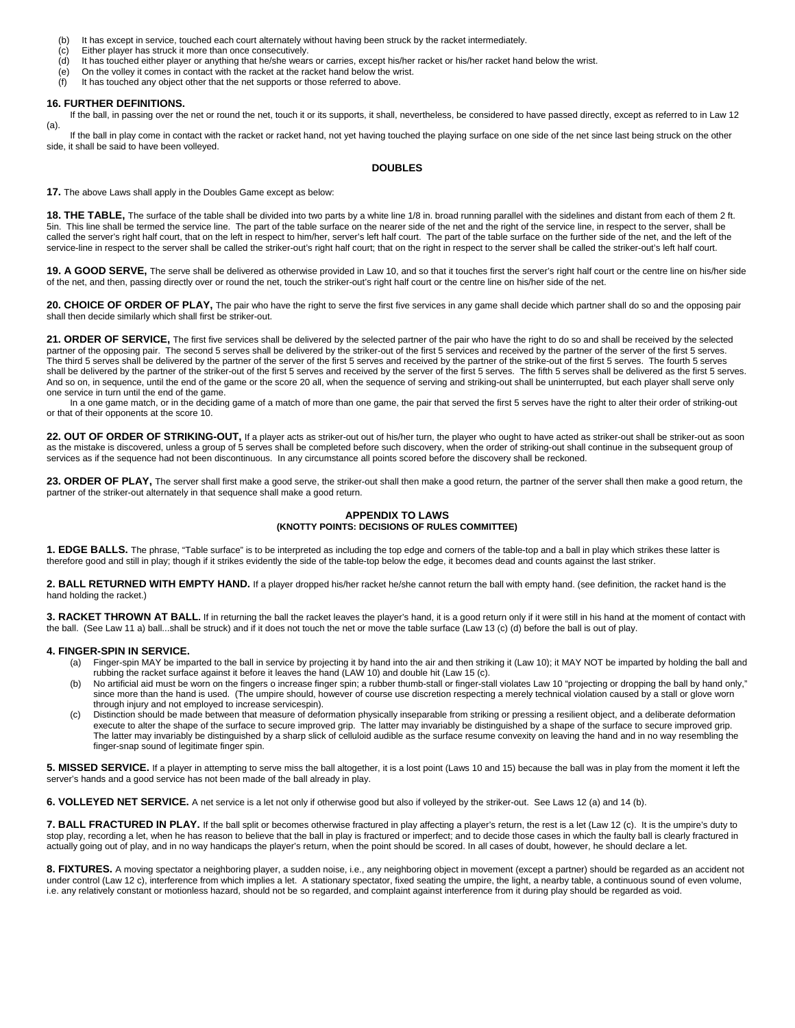(b) It has except in service, touched each court alternately without having been struck by the racket intermediately.
(c) Either player has struck it more than once consecutively.
(d) It has touched either player or anything that he/she wears or carries, except his/her racket or his/her racket hand below the wrist.
(e) On the volley it comes in contact with the racket at the racket hand below the wrist.
(f) It has touched any object other that the net supports or those referred to above.

**16. FURTHER DEFINITIONS.**

If the ball, in passing over the net or round the net, touch it or its supports, it shall, nevertheless, be considered to have passed directly, except as referred to in Law 12 (a).

If the ball in play come in contact with the racket or racket hand, not yet having touched the playing surface on one side of the net since last being struck on the other side, it shall be said to have been volleyed.

## DOUBLES

**17.** The above Laws shall apply in the Doubles Game except as below:

**18. THE TABLE,** The surface of the table shall be divided into two parts by a white line 1/8 in. broad running parallel with the sidelines and distant from each of them 2 ft. 5in. This line shall be termed the service line. The part of the table surface on the nearer side of the net and the right of the service line, in respect to the server, shall be called the server's right half court, that on the left in respect to him/her, server's left half court. The part of the table surface on the further side of the net, and the left of the service-line in respect to the server shall be called the striker-out's right half court; that on the right in respect to the server shall be called the striker-out's left half court.

**19. A GOOD SERVE,** The serve shall be delivered as otherwise provided in Law 10, and so that it touches first the server's right half court or the centre line on his/her side of the net, and then, passing directly over or round the net, touch the striker-out's right half court or the centre line on his/her side of the net.

**20. CHOICE OF ORDER OF PLAY,** The pair who have the right to serve the first five services in any game shall decide which partner shall do so and the opposing pair shall then decide similarly which shall first be striker-out.

**21. ORDER OF SERVICE,** The first five services shall be delivered by the selected partner of the pair who have the right to do so and shall be received by the selected partner of the opposing pair. The second 5 serves shall be delivered by the striker-out of the first 5 services and received by the partner of the server of the first 5 serves. The third 5 serves shall be delivered by the partner of the server of the first 5 serves and received by the partner of the strike-out of the first 5 serves. The fourth 5 serves shall be delivered by the partner of the striker-out of the first 5 serves and received by the server of the first 5 serves. The fifth 5 serves shall be delivered as the first 5 serves. And so on, in sequence, until the end of the game or the score 20 all, when the sequence of serving and striking-out shall be uninterrupted, but each player shall serve only one service in turn until the end of the game.

In a one game match, or in the deciding game of a match of more than one game, the pair that served the first 5 serves have the right to alter their order of striking-out or that of their opponents at the score 10.

**22. OUT OF ORDER OF STRIKING-OUT,** If a player acts as striker-out out of his/her turn, the player who ought to have acted as striker-out shall be striker-out as soon as the mistake is discovered, unless a group of 5 serves shall be completed before such discovery, when the order of striking-out shall continue in the subsequent group of services as if the sequence had not been discontinuous. In any circumstance all points scored before the discovery shall be reckoned.

**23. ORDER OF PLAY,** The server shall first make a good serve, the striker-out shall then make a good return, the partner of the server shall then make a good return, the partner of the striker-out alternately in that sequence shall make a good return.

## APPENDIX TO LAWS
### (KNOTTY POINTS: DECISIONS OF RULES COMMITTEE)

**1. EDGE BALLS.** The phrase, "Table surface" is to be interpreted as including the top edge and corners of the table-top and a ball in play which strikes these latter is therefore good and still in play; though if it strikes evidently the side of the table-top below the edge, it becomes dead and counts against the last striker.

**2. BALL RETURNED WITH EMPTY HAND.** If a player dropped his/her racket he/she cannot return the ball with empty hand. (see definition, the racket hand is the hand holding the racket.)

**3. RACKET THROWN AT BALL.** If in returning the ball the racket leaves the player's hand, it is a good return only if it were still in his hand at the moment of contact with the ball. (See Law 11 a) ball...shall be struck) and if it does not touch the net or move the table surface (Law 13 (c) (d) before the ball is out of play.

**4. FINGER-SPIN IN SERVICE.**

(a) Finger-spin MAY be imparted to the ball in service by projecting it by hand into the air and then striking it (Law 10); it MAY NOT be imparted by holding the ball and rubbing the racket surface against it before it leaves the hand (LAW 10) and double hit (Law 15 (c).
(b) No artificial aid must be worn on the fingers o increase finger spin; a rubber thumb-stall or finger-stall violates Law 10 "projecting or dropping the ball by hand only," since more than the hand is used. (The umpire should, however of course use discretion respecting a merely technical violation caused by a stall or glove worn through injury and not employed to increase servicespin).
(c) Distinction should be made between that measure of deformation physically inseparable from striking or pressing a resilient object, and a deliberate deformation execute to alter the shape of the surface to secure improved grip. The latter may invariably be distinguished by a shape of the surface to secure improved grip. The latter may invariably be distinguished by a sharp slick of celluloid audible as the surface resume convexity on leaving the hand and in no way resembling the finger-snap sound of legitimate finger spin.

**5. MISSED SERVICE.** If a player in attempting to serve miss the ball altogether, it is a lost point (Laws 10 and 15) because the ball was in play from the moment it left the server's hands and a good service has not been made of the ball already in play.

**6. VOLLEYED NET SERVICE.** A net service is a let not only if otherwise good but also if volleyed by the striker-out. See Laws 12 (a) and 14 (b).

**7. BALL FRACTURED IN PLAY.** If the ball split or becomes otherwise fractured in play affecting a player's return, the rest is a let (Law 12 (c). It is the umpire's duty to stop play, recording a let, when he has reason to believe that the ball in play is fractured or imperfect; and to decide those cases in which the faulty ball is clearly fractured in actually going out of play, and in no way handicaps the player's return, when the point should be scored. In all cases of doubt, however, he should declare a let.

**8. FIXTURES.** A moving spectator a neighboring player, a sudden noise, i.e., any neighboring object in movement (except a partner) should be regarded as an accident not under control (Law 12 c), interference from which implies a let. A stationary spectator, fixed seating the umpire, the light, a nearby table, a continuous sound of even volume, i.e. any relatively constant or motionless hazard, should not be so regarded, and complaint against interference from it during play should be regarded as void.